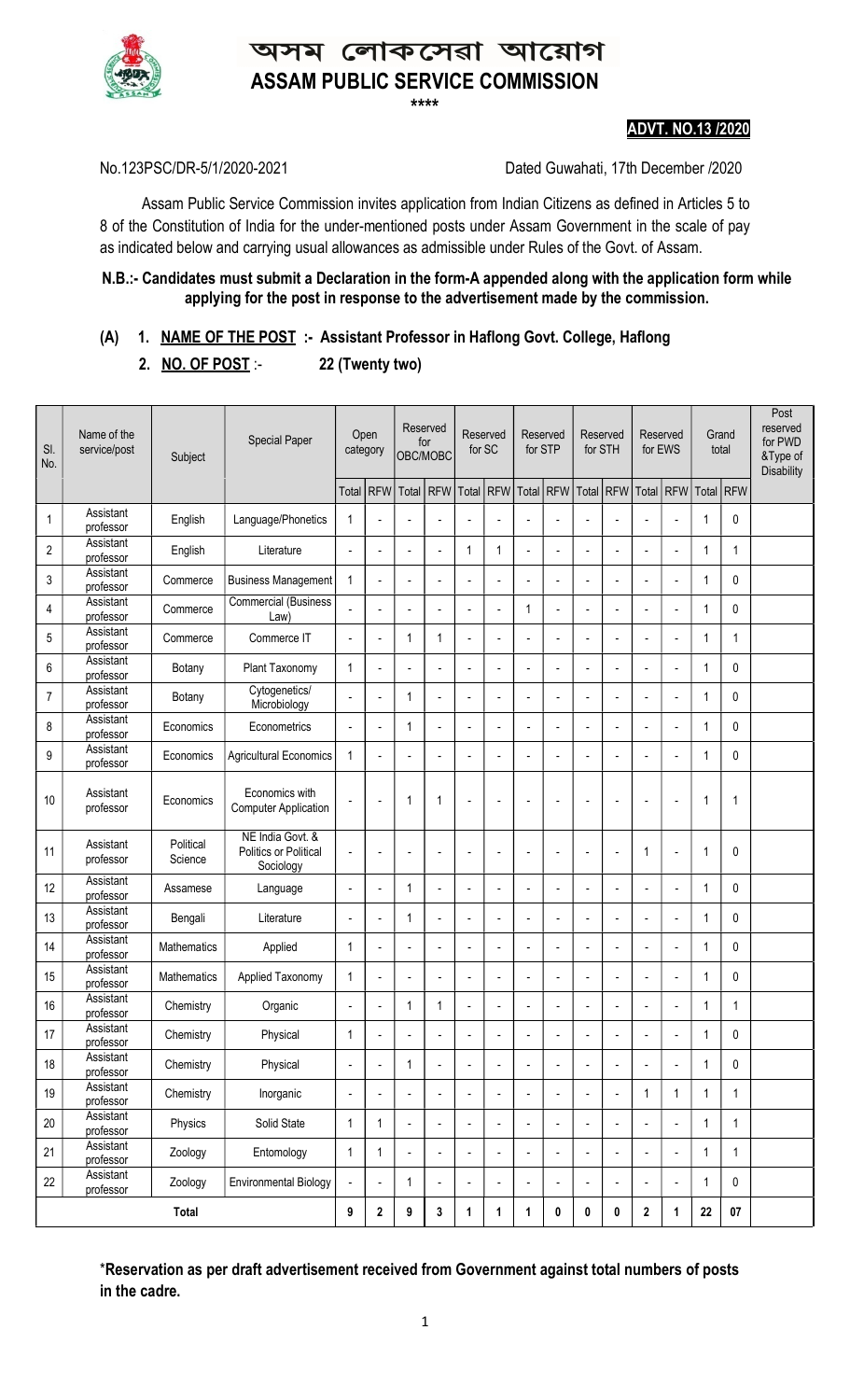# অসম লোকসেৱা আয়োগ

# ASSAM PUBLIC SERVICE COMMISSION

\*\*\*\*

**ADVT. NO.13 /2020**

No.123PSC/DR-5/1/2020-2021 Dated Guwahati, 17th December /2020

Assam Public Service Commission invites application from Indian Citizens as defined in Articles 5 to 8 of the Constitution of India for the under-mentioned posts under Assam Government in the scale of pay as indicated below and carrying usual allowances as admissible under Rules of the Govt. of Assam.

**N.B.:- Candidates must submit a Declaration in the form-A appended along with the application form while applying for the post in response to the advertisement made by the commission.**

**(A) 1. NAME OF THE POST :- Assistant Professor in Haflong Govt. College, Haflong**

**2. NO. OF POST :- 22 (Twenty two)**

| Sl. No. | Name of the service/post | Subject | Special Paper | Open category | | Reserved for OBC/MOBC | | Reserved for SC | | Reserved for STP | | Reserved for STH | | Reserved for EWS | | Grand total | | Post reserved for PWD &Type of Disability |
|---|---|---|---|---|---|---|---|---|---|---|---|---|---|---|---|---|---|---|
| | | | | Total | RFW | Total | RFW | Total | RFW | Total | RFW | Total | RFW | Total | RFW | Total | RFW | |
| 1 | Assistant professor | English | Language/Phonetics | 1 | - | - | - | - | - | - | - | - | - | - | - | 1 | 0 | |
| 2 | Assistant professor | English | Literature | - | - | - | - | 1 | 1 | - | - | - | - | - | - | 1 | 1 | |
| 3 | Assistant professor | Commerce | Business Management | 1 | - | - | - | - | - | - | - | - | - | - | - | 1 | 0 | |
| 4 | Assistant professor | Commerce | Commercial (Business Law) | - | - | - | - | - | - | 1 | - | - | - | - | - | 1 | 0 | |
| 5 | Assistant professor | Commerce | Commerce IT | - | - | 1 | 1 | - | - | - | - | - | - | - | - | 1 | 1 | |
| 6 | Assistant professor | Botany | Plant Taxonomy | 1 | - | - | - | - | - | - | - | - | - | - | - | 1 | 0 | |
| 7 | Assistant professor | Botany | Cytogenetics/ Microbiology | - | - | 1 | - | - | - | - | - | - | - | - | - | 1 | 0 | |
| 8 | Assistant professor | Economics | Econometrics | - | - | 1 | - | - | - | - | - | - | - | - | - | 1 | 0 | |
| 9 | Assistant professor | Economics | Agricultural Economics | 1 | - | - | - | - | - | - | - | - | - | - | - | 1 | 0 | |
| 10 | Assistant professor | Economics | Economics with Computer Application | - | - | 1 | 1 | - | - | - | - | - | - | - | - | 1 | 1 | |
| 11 | Assistant professor | Political Science | NE India Govt. & Politics or Political Sociology | - | - | - | - | - | - | - | - | - | - | 1 | - | 1 | 0 | |
| 12 | Assistant professor | Assamese | Language | - | - | 1 | - | - | - | - | - | - | - | - | - | 1 | 0 | |
| 13 | Assistant professor | Bengali | Literature | - | - | 1 | - | - | - | - | - | - | - | - | - | 1 | 0 | |
| 14 | Assistant professor | Mathematics | Applied | 1 | - | - | - | - | - | - | - | - | - | - | - | 1 | 0 | |
| 15 | Assistant professor | Mathematics | Applied Taxonomy | 1 | - | - | - | - | - | - | - | - | - | - | - | 1 | 0 | |
| 16 | Assistant professor | Chemistry | Organic | - | - | 1 | 1 | - | - | - | - | - | - | - | - | 1 | 1 | |
| 17 | Assistant professor | Chemistry | Physical | 1 | - | - | - | - | - | - | - | - | - | - | - | 1 | 0 | |
| 18 | Assistant professor | Chemistry | Physical | - | - | 1 | - | - | - | - | - | - | - | - | - | 1 | 0 | |
| 19 | Assistant professor | Chemistry | Inorganic | - | - | - | - | - | - | - | - | - | - | 1 | 1 | 1 | 1 | |
| 20 | Assistant professor | Physics | Solid State | 1 | 1 | - | - | - | - | - | - | - | - | - | - | 1 | 1 | |
| 21 | Assistant professor | Zoology | Entomology | 1 | 1 | - | - | - | - | - | - | - | - | - | - | 1 | 1 | |
| 22 | Assistant professor | Zoology | Environmental Biology | - | - | 1 | - | - | - | - | - | - | - | - | - | 1 | 0 | |
| | **Total** | | | **9** | **2** | **9** | **3** | **1** | **1** | **1** | **0** | **0** | **0** | **2** | **1** | **22** | **07** | |

**\*Reservation as per draft advertisement received from Government against total numbers of posts in the cadre.**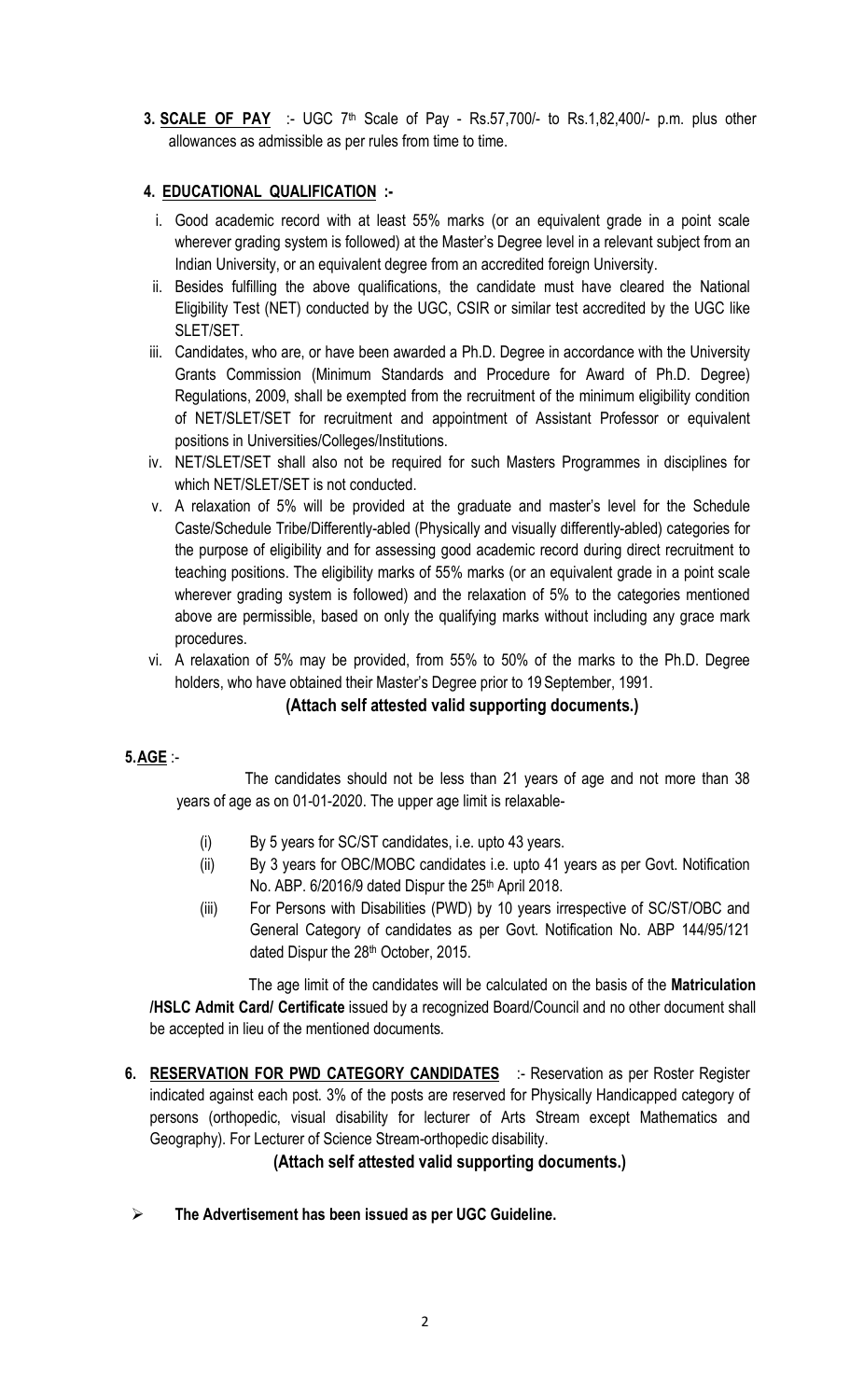**3. SCALE OF PAY** :- UGC 7th Scale of Pay - Rs.57,700/- to Rs.1,82,400/- p.m. plus other allowances as admissible as per rules from time to time.

**4. EDUCATIONAL QUALIFICATION :-**

i. Good academic record with at least 55% marks (or an equivalent grade in a point scale wherever grading system is followed) at the Master's Degree level in a relevant subject from an Indian University, or an equivalent degree from an accredited foreign University.

ii. Besides fulfilling the above qualifications, the candidate must have cleared the National Eligibility Test (NET) conducted by the UGC, CSIR or similar test accredited by the UGC like SLET/SET.

iii. Candidates, who are, or have been awarded a Ph.D. Degree in accordance with the University Grants Commission (Minimum Standards and Procedure for Award of Ph.D. Degree) Regulations, 2009, shall be exempted from the recruitment of the minimum eligibility condition of NET/SLET/SET for recruitment and appointment of Assistant Professor or equivalent positions in Universities/Colleges/Institutions.

iv. NET/SLET/SET shall also not be required for such Masters Programmes in disciplines for which NET/SLET/SET is not conducted.

v. A relaxation of 5% will be provided at the graduate and master's level for the Schedule Caste/Schedule Tribe/Differently-abled (Physically and visually differently-abled) categories for the purpose of eligibility and for assessing good academic record during direct recruitment to teaching positions. The eligibility marks of 55% marks (or an equivalent grade in a point scale wherever grading system is followed) and the relaxation of 5% to the categories mentioned above are permissible, based on only the qualifying marks without including any grace mark procedures.

vi. A relaxation of 5% may be provided, from 55% to 50% of the marks to the Ph.D. Degree holders, who have obtained their Master's Degree prior to 19 September, 1991.

**(Attach self attested valid supporting documents.)**

**5. AGE** :-

The candidates should not be less than 21 years of age and not more than 38 years of age as on 01-01-2020. The upper age limit is relaxable-

(i) By 5 years for SC/ST candidates, i.e. upto 43 years.

(ii) By 3 years for OBC/MOBC candidates i.e. upto 41 years as per Govt. Notification No. ABP. 6/2016/9 dated Dispur the 25th April 2018.

(iii) For Persons with Disabilities (PWD) by 10 years irrespective of SC/ST/OBC and General Category of candidates as per Govt. Notification No. ABP 144/95/121 dated Dispur the 28th October, 2015.

The age limit of the candidates will be calculated on the basis of the **Matriculation /HSLC Admit Card/ Certificate** issued by a recognized Board/Council and no other document shall be accepted in lieu of the mentioned documents.

**6. RESERVATION FOR PWD CATEGORY CANDIDATES** :- Reservation as per Roster Register indicated against each post. 3% of the posts are reserved for Physically Handicapped category of persons (orthopedic, visual disability for lecturer of Arts Stream except Mathematics and Geography). For Lecturer of Science Stream-orthopedic disability.

**(Attach self attested valid supporting documents.)**

- **The Advertisement has been issued as per UGC Guideline.**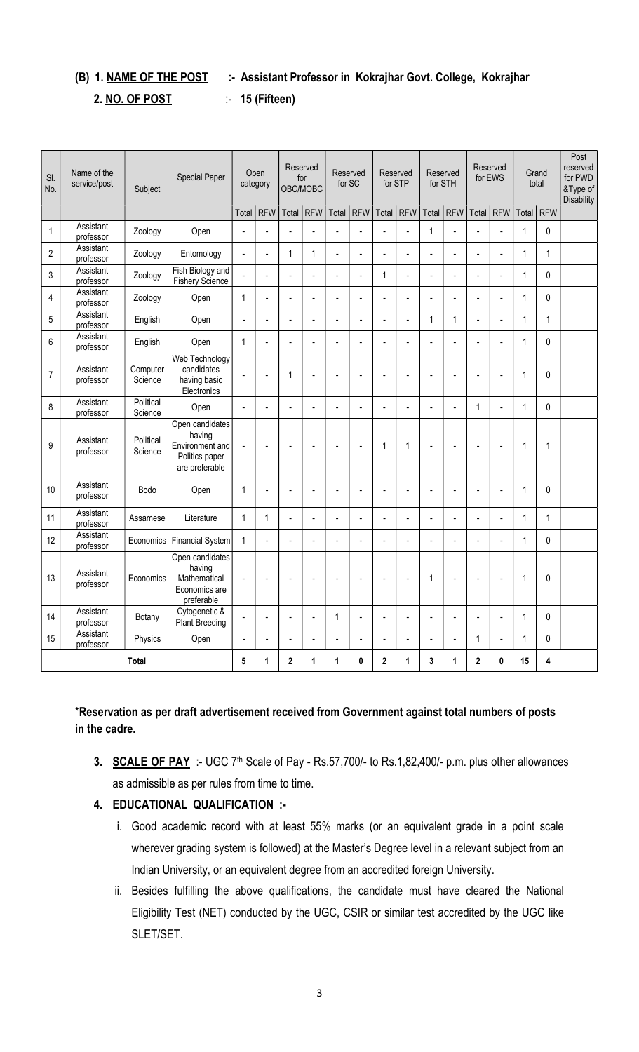**(B) 1. NAME OF THE POST :- Assistant Professor in Kokrajhar Govt. College, Kokrajhar**

**2. NO. OF POST :- 15 (Fifteen)**

| Sl. No. | Name of the service/post | Subject | Special Paper | Open category | | Reserved for OBC/MOBC | | Reserved for SC | | Reserved for STP | | Reserved for STH | | Reserved for EWS | | Grand total | | Post reserved for PWD &Type of Disability |
|---|---|---|---|---|---|---|---|---|---|---|---|---|---|---|---|---|---|---|
| | | | | Total | RFW | Total | RFW | Total | RFW | Total | RFW | Total | RFW | Total | RFW | Total | RFW | |
| 1 | Assistant professor | Zoology | Open | - | - | - | - | - | - | - | - | 1 | - | - | - | 1 | 0 | |
| 2 | Assistant professor | Zoology | Entomology | - | - | 1 | 1 | - | - | - | - | - | - | - | - | 1 | 1 | |
| 3 | Assistant professor | Zoology | Fish Biology and Fishery Science | - | - | - | - | - | - | 1 | - | - | - | - | - | 1 | 0 | |
| 4 | Assistant professor | Zoology | Open | 1 | - | - | - | - | - | - | - | - | - | - | - | 1 | 0 | |
| 5 | Assistant professor | English | Open | - | - | - | - | - | - | - | - | 1 | 1 | - | - | 1 | 1 | |
| 6 | Assistant professor | English | Open | 1 | - | - | - | - | - | - | - | - | - | - | - | 1 | 0 | |
| 7 | Assistant professor | Computer Science | Web Technology candidates having basic Electronics | - | - | 1 | - | - | - | - | - | - | - | - | - | 1 | 0 | |
| 8 | Assistant professor | Political Science | Open | - | - | - | - | - | - | - | - | - | - | 1 | - | 1 | 0 | |
| 9 | Assistant professor | Political Science | Open candidates having Environment and Politics paper are preferable | - | - | - | - | - | - | 1 | 1 | - | - | - | - | 1 | 1 | |
| 10 | Assistant professor | Bodo | Open | 1 | - | - | - | - | - | - | - | - | - | - | - | 1 | 0 | |
| 11 | Assistant professor | Assamese | Literature | 1 | 1 | - | - | - | - | - | - | - | - | - | - | 1 | 1 | |
| 12 | Assistant professor | Economics | Financial System | 1 | - | - | - | - | - | - | - | - | - | - | - | 1 | 0 | |
| 13 | Assistant professor | Economics | Open candidates having Mathematical Economics are preferable | - | - | - | - | - | - | - | - | 1 | - | - | - | 1 | 0 | |
| 14 | Assistant professor | Botany | Cytogenetic & Plant Breeding | - | - | - | - | 1 | - | - | - | - | - | - | - | 1 | 0 | |
| 15 | Assistant professor | Physics | Open | - | - | - | - | - | - | - | - | - | - | 1 | - | 1 | 0 | |
| **Total** | | | | **5** | **1** | **2** | **1** | **1** | **0** | **2** | **1** | **3** | **1** | **2** | **0** | **15** | **4** | |

**\*Reservation as per draft advertisement received from Government against total numbers of posts in the cadre.**

3. **SCALE OF PAY** :- UGC 7th Scale of Pay - Rs.57,700/- to Rs.1,82,400/- p.m. plus other allowances as admissible as per rules from time to time.

4. **EDUCATIONAL QUALIFICATION :-**

   i. Good academic record with at least 55% marks (or an equivalent grade in a point scale wherever grading system is followed) at the Master's Degree level in a relevant subject from an Indian University, or an equivalent degree from an accredited foreign University.

   ii. Besides fulfilling the above qualifications, the candidate must have cleared the National Eligibility Test (NET) conducted by the UGC, CSIR or similar test accredited by the UGC like SLET/SET.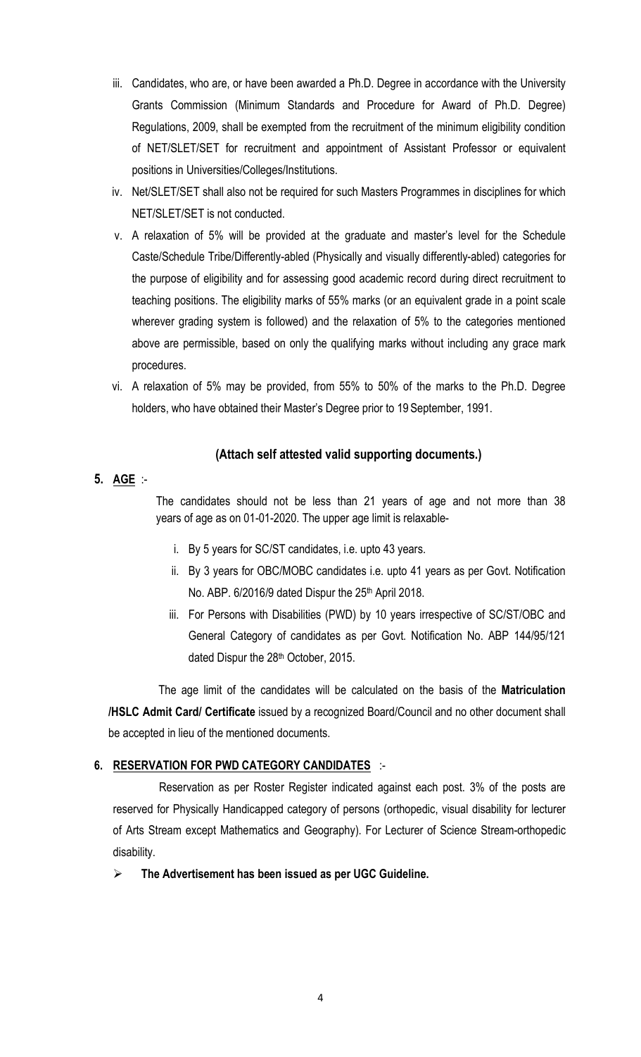iii. Candidates, who are, or have been awarded a Ph.D. Degree in accordance with the University Grants Commission (Minimum Standards and Procedure for Award of Ph.D. Degree) Regulations, 2009, shall be exempted from the recruitment of the minimum eligibility condition of NET/SLET/SET for recruitment and appointment of Assistant Professor or equivalent positions in Universities/Colleges/Institutions.

iv. Net/SLET/SET shall also not be required for such Masters Programmes in disciplines for which NET/SLET/SET is not conducted.

v. A relaxation of 5% will be provided at the graduate and master's level for the Schedule Caste/Schedule Tribe/Differently-abled (Physically and visually differently-abled) categories for the purpose of eligibility and for assessing good academic record during direct recruitment to teaching positions. The eligibility marks of 55% marks (or an equivalent grade in a point scale wherever grading system is followed) and the relaxation of 5% to the categories mentioned above are permissible, based on only the qualifying marks without including any grace mark procedures.

vi. A relaxation of 5% may be provided, from 55% to 50% of the marks to the Ph.D. Degree holders, who have obtained their Master's Degree prior to 19 September, 1991.

**(Attach self attested valid supporting documents.)**

**5. AGE** :-

The candidates should not be less than 21 years of age and not more than 38 years of age as on 01-01-2020. The upper age limit is relaxable-

i. By 5 years for SC/ST candidates, i.e. upto 43 years.

ii. By 3 years for OBC/MOBC candidates i.e. upto 41 years as per Govt. Notification No. ABP. 6/2016/9 dated Dispur the 25th April 2018.

iii. For Persons with Disabilities (PWD) by 10 years irrespective of SC/ST/OBC and General Category of candidates as per Govt. Notification No. ABP 144/95/121 dated Dispur the 28th October, 2015.

The age limit of the candidates will be calculated on the basis of the **Matriculation /HSLC Admit Card/ Certificate** issued by a recognized Board/Council and no other document shall be accepted in lieu of the mentioned documents.

**6. RESERVATION FOR PWD CATEGORY CANDIDATES** :-

Reservation as per Roster Register indicated against each post. 3% of the posts are reserved for Physically Handicapped category of persons (orthopedic, visual disability for lecturer of Arts Stream except Mathematics and Geography). For Lecturer of Science Stream-orthopedic disability.

- **The Advertisement has been issued as per UGC Guideline.**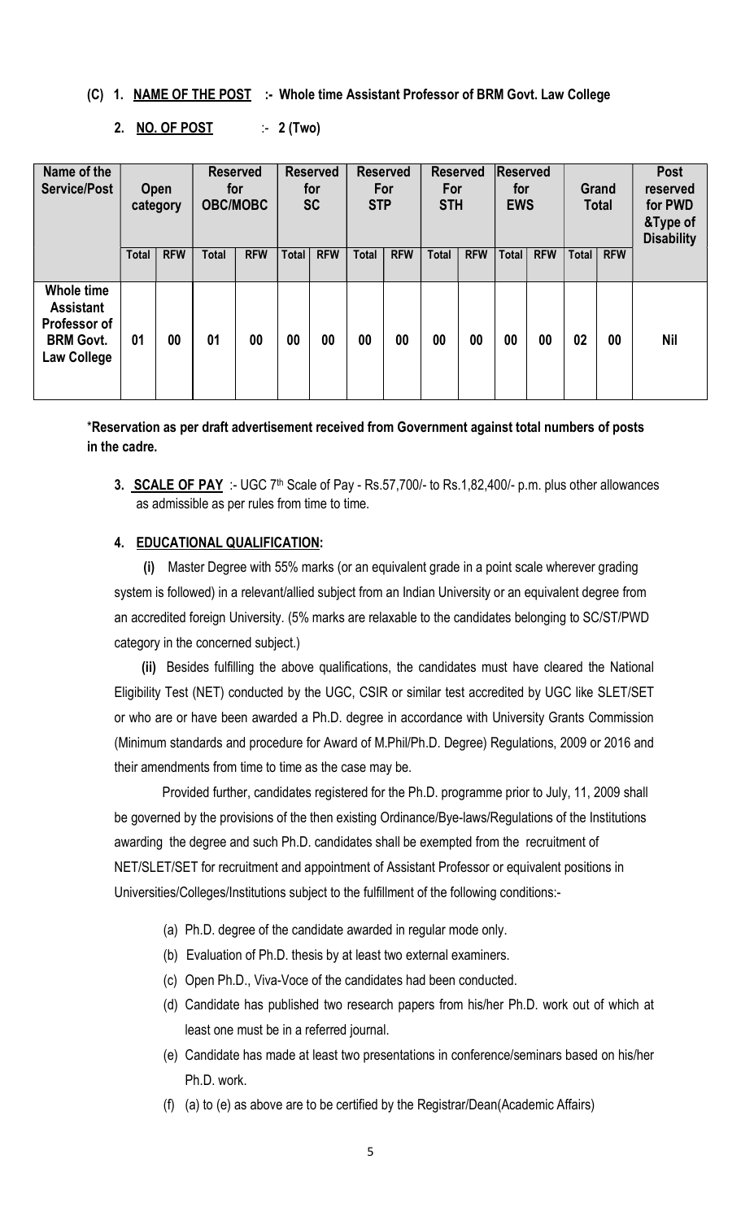**(C) 1. NAME OF THE POST :- Whole time Assistant Professor of BRM Govt. Law College**

**2. NO. OF POST :- 2 (Two)**

| Name of the Service/Post | Open category | | Reserved for OBC/MOBC | | Reserved for SC | | Reserved For STP | | Reserved For STH | | Reserved for EWS | | Grand Total | | Post reserved for PWD &Type of Disability |
|---|---|---|---|---|---|---|---|---|---|---|---|---|---|---|---|
| | Total | RFW | Total | RFW | Total | RFW | Total | RFW | Total | RFW | Total | RFW | Total | RFW | |
| Whole time Assistant Professor of BRM Govt. Law College | 01 | 00 | 01 | 00 | 00 | 00 | 00 | 00 | 00 | 00 | 00 | 00 | 02 | 00 | Nil |

***Reservation as per draft advertisement received from Government against total numbers of posts in the cadre.**

**3. SCALE OF PAY** :- UGC 7th Scale of Pay - Rs.57,700/- to Rs.1,82,400/- p.m. plus other allowances as admissible as per rules from time to time.

**4. EDUCATIONAL QUALIFICATION:**

**(i)** Master Degree with 55% marks (or an equivalent grade in a point scale wherever grading system is followed) in a relevant/allied subject from an Indian University or an equivalent degree from an accredited foreign University. (5% marks are relaxable to the candidates belonging to SC/ST/PWD category in the concerned subject.)

**(ii)** Besides fulfilling the above qualifications, the candidates must have cleared the National Eligibility Test (NET) conducted by the UGC, CSIR or similar test accredited by UGC like SLET/SET or who are or have been awarded a Ph.D. degree in accordance with University Grants Commission (Minimum standards and procedure for Award of M.Phil/Ph.D. Degree) Regulations, 2009 or 2016 and their amendments from time to time as the case may be.

Provided further, candidates registered for the Ph.D. programme prior to July, 11, 2009 shall be governed by the provisions of the then existing Ordinance/Bye-laws/Regulations of the Institutions awarding the degree and such Ph.D. candidates shall be exempted from the recruitment of NET/SLET/SET for recruitment and appointment of Assistant Professor or equivalent positions in Universities/Colleges/Institutions subject to the fulfillment of the following conditions:-

(a) Ph.D. degree of the candidate awarded in regular mode only.

(b) Evaluation of Ph.D. thesis by at least two external examiners.

(c) Open Ph.D., Viva-Voce of the candidates had been conducted.

(d) Candidate has published two research papers from his/her Ph.D. work out of which at least one must be in a referred journal.

(e) Candidate has made at least two presentations in conference/seminars based on his/her Ph.D. work.

(f) (a) to (e) as above are to be certified by the Registrar/Dean(Academic Affairs)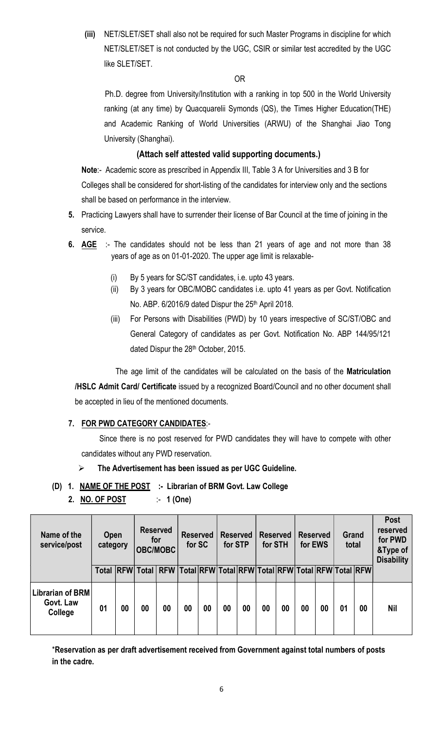**(iii)** NET/SLET/SET shall also not be required for such Master Programs in discipline for which NET/SLET/SET is not conducted by the UGC, CSIR or similar test accredited by the UGC like SLET/SET.

OR

Ph.D. degree from University/Institution with a ranking in top 500 in the World University ranking (at any time) by Quacquarelii Symonds (QS), the Times Higher Education(THE) and Academic Ranking of World Universities (ARWU) of the Shanghai Jiao Tong University (Shanghai).

**(Attach self attested valid supporting documents.)**

**Note**:- Academic score as prescribed in Appendix III, Table 3 A for Universities and 3 B for Colleges shall be considered for short-listing of the candidates for interview only and the sections shall be based on performance in the interview.

**5.** Practicing Lawyers shall have to surrender their license of Bar Council at the time of joining in the service.

**6. AGE** :- The candidates should not be less than 21 years of age and not more than 38 years of age as on 01-01-2020. The upper age limit is relaxable-

(i) By 5 years for SC/ST candidates, i.e. upto 43 years.

(ii) By 3 years for OBC/MOBC candidates i.e. upto 41 years as per Govt. Notification No. ABP. 6/2016/9 dated Dispur the 25th April 2018.

(iii) For Persons with Disabilities (PWD) by 10 years irrespective of SC/ST/OBC and General Category of candidates as per Govt. Notification No. ABP 144/95/121 dated Dispur the 28th October, 2015.

The age limit of the candidates will be calculated on the basis of the **Matriculation /HSLC Admit Card/ Certificate** issued by a recognized Board/Council and no other document shall be accepted in lieu of the mentioned documents.

**7. FOR PWD CATEGORY CANDIDATES**:-

Since there is no post reserved for PWD candidates they will have to compete with other candidates without any PWD reservation.

- **The Advertisement has been issued as per UGC Guideline.**

**(D) 1. NAME OF THE POST :- Librarian of BRM Govt. Law College**

**2. NO. OF POST :- 1 (One)**

| Name of the service/post | Open category | | Reserved for OBC/MOBC | | Reserved for SC | | Reserved for STP | | Reserved for STH | | Reserved for EWS | | Grand total | | Post reserved for PWD &Type of Disability |
|---|---|---|---|---|---|---|---|---|---|---|---|---|---|---|---|
| | Total | RFW | Total | RFW | Total | RFW | Total | RFW | Total | RFW | Total | RFW | Total | RFW | |
| **Librarian of BRM Govt. Law College** | 01 | 00 | 00 | 00 | 00 | 00 | 00 | 00 | 00 | 00 | 00 | 00 | 01 | 00 | Nil |

**\*Reservation as per draft advertisement received from Government against total numbers of posts in the cadre.**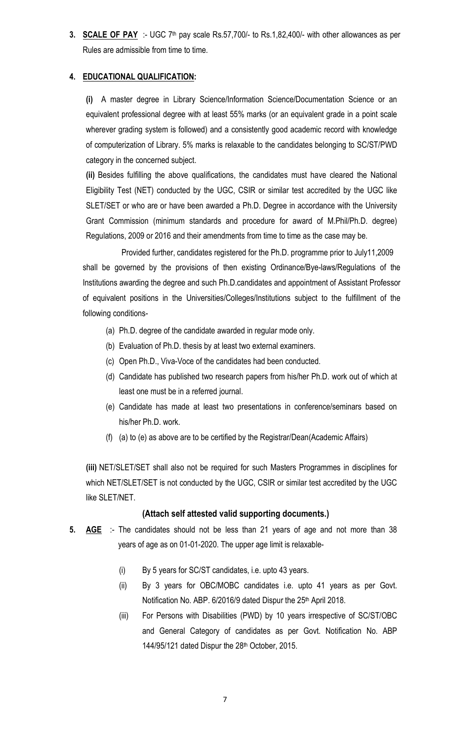**3. <u>SCALE OF PAY</u>** :- UGC 7th pay scale Rs.57,700/- to Rs.1,82,400/- with other allowances as per Rules are admissible from time to time.

**4. <u>EDUCATIONAL QUALIFICATION</u>:**

**(i)** A master degree in Library Science/Information Science/Documentation Science or an equivalent professional degree with at least 55% marks (or an equivalent grade in a point scale wherever grading system is followed) and a consistently good academic record with knowledge of computerization of Library. 5% marks is relaxable to the candidates belonging to SC/ST/PWD category in the concerned subject.

**(ii)** Besides fulfilling the above qualifications, the candidates must have cleared the National Eligibility Test (NET) conducted by the UGC, CSIR or similar test accredited by the UGC like SLET/SET or who are or have been awarded a Ph.D. Degree in accordance with the University Grant Commission (minimum standards and procedure for award of M.Phil/Ph.D. degree) Regulations, 2009 or 2016 and their amendments from time to time as the case may be.

Provided further, candidates registered for the Ph.D. programme prior to July11,2009 shall be governed by the provisions of then existing Ordinance/Bye-laws/Regulations of the Institutions awarding the degree and such Ph.D.candidates and appointment of Assistant Professor of equivalent positions in the Universities/Colleges/Institutions subject to the fulfillment of the following conditions-

(a) Ph.D. degree of the candidate awarded in regular mode only.
(b) Evaluation of Ph.D. thesis by at least two external examiners.
(c) Open Ph.D., Viva-Voce of the candidates had been conducted.
(d) Candidate has published two research papers from his/her Ph.D. work out of which at least one must be in a referred journal.
(e) Candidate has made at least two presentations in conference/seminars based on his/her Ph.D. work.
(f) (a) to (e) as above are to be certified by the Registrar/Dean(Academic Affairs)

**(iii)** NET/SLET/SET shall also not be required for such Masters Programmes in disciplines for which NET/SLET/SET is not conducted by the UGC, CSIR or similar test accredited by the UGC like SLET/NET.

**(Attach self attested valid supporting documents.)**

**5. <u>AGE</u>** :- The candidates should not be less than 21 years of age and not more than 38 years of age as on 01-01-2020. The upper age limit is relaxable-

(i) By 5 years for SC/ST candidates, i.e. upto 43 years.
(ii) By 3 years for OBC/MOBC candidates i.e. upto 41 years as per Govt. Notification No. ABP. 6/2016/9 dated Dispur the 25th April 2018.
(iii) For Persons with Disabilities (PWD) by 10 years irrespective of SC/ST/OBC and General Category of candidates as per Govt. Notification No. ABP 144/95/121 dated Dispur the 28th October, 2015.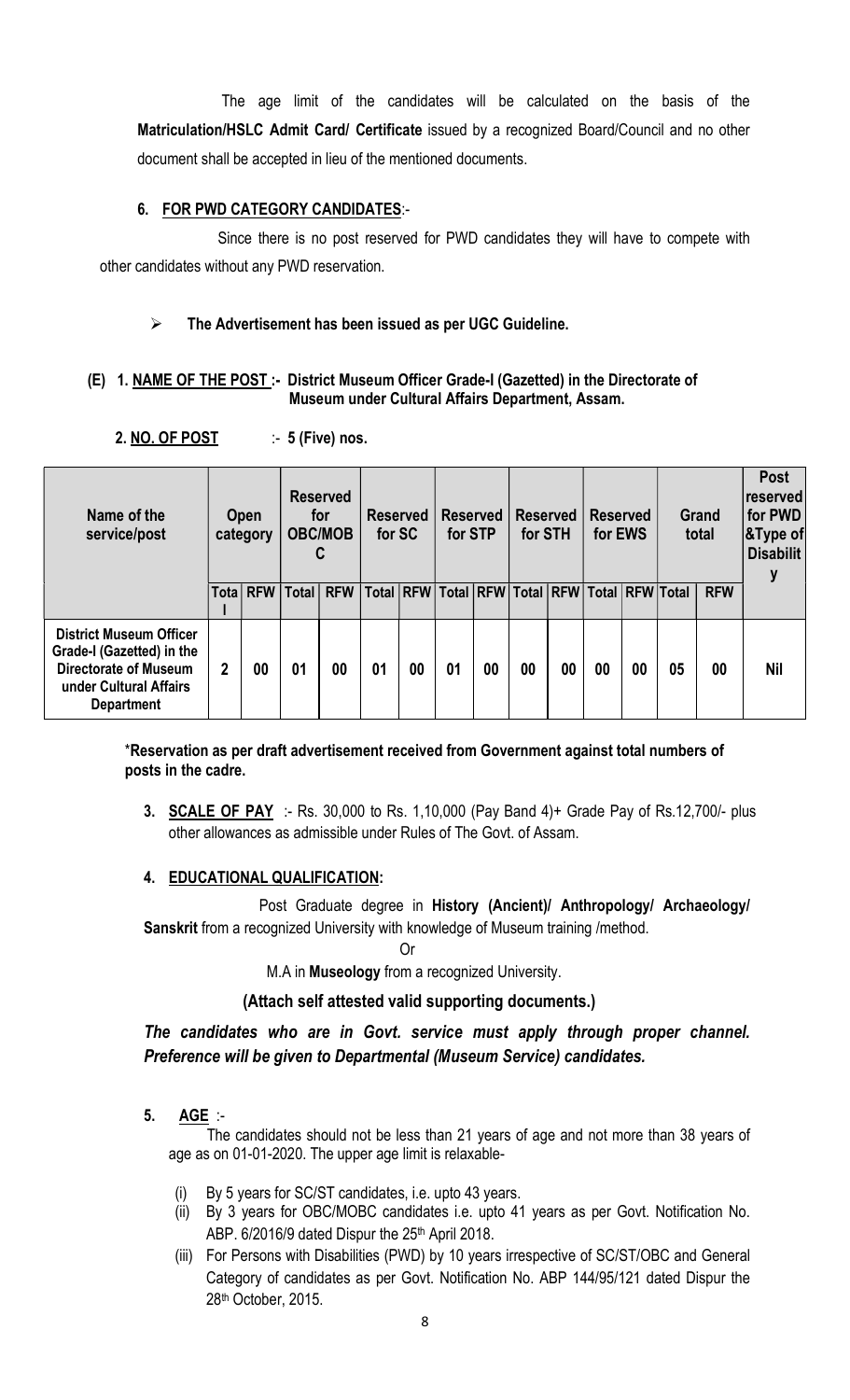The age limit of the candidates will be calculated on the basis of the **Matriculation/HSLC Admit Card/ Certificate** issued by a recognized Board/Council and no other document shall be accepted in lieu of the mentioned documents.

**6. FOR PWD CATEGORY CANDIDATES**:-

Since there is no post reserved for PWD candidates they will have to compete with other candidates without any PWD reservation.

- **The Advertisement has been issued as per UGC Guideline.**

**(E) 1. NAME OF THE POST :- District Museum Officer Grade-I (Gazetted) in the Directorate of Museum under Cultural Affairs Department, Assam.**

**2. NO. OF POST** :- **5 (Five) nos.**

| Name of the service/post | Open category | | Reserved for OBC/MOBC | | Reserved for SC | | Reserved for STP | | Reserved for STH | | Reserved for EWS | | Grand total | | Post reserved for PWD &Type of Disability |
|---|---|---|---|---|---|---|---|---|---|---|---|---|---|---|---|
| | Total | RFW | Total | RFW | Total | RFW | Total | RFW | Total | RFW | Total | RFW | Total | RFW | |
| **District Museum Officer Grade-I (Gazetted) in the Directorate of Museum under Cultural Affairs Department** | 2 | 00 | 01 | 00 | 01 | 00 | 01 | 00 | 00 | 00 | 00 | 00 | 05 | 00 | Nil |

**\*Reservation as per draft advertisement received from Government against total numbers of posts in the cadre.**

**3. SCALE OF PAY** :- Rs. 30,000 to Rs. 1,10,000 (Pay Band 4)+ Grade Pay of Rs.12,700/- plus other allowances as admissible under Rules of The Govt. of Assam.

**4. EDUCATIONAL QUALIFICATION:**

Post Graduate degree in **History (Ancient)/ Anthropology/ Archaeology/ Sanskrit** from a recognized University with knowledge of Museum training /method.

Or

M.A in **Museology** from a recognized University.

**(Attach self attested valid supporting documents.)**

***The candidates who are in Govt. service must apply through proper channel. Preference will be given to Departmental (Museum Service) candidates.***

**5. AGE** :-

The candidates should not be less than 21 years of age and not more than 38 years of age as on 01-01-2020. The upper age limit is relaxable-

(i) By 5 years for SC/ST candidates, i.e. upto 43 years.
(ii) By 3 years for OBC/MOBC candidates i.e. upto 41 years as per Govt. Notification No. ABP. 6/2016/9 dated Dispur the 25th April 2018.
(iii) For Persons with Disabilities (PWD) by 10 years irrespective of SC/ST/OBC and General Category of candidates as per Govt. Notification No. ABP 144/95/121 dated Dispur the 28th October, 2015.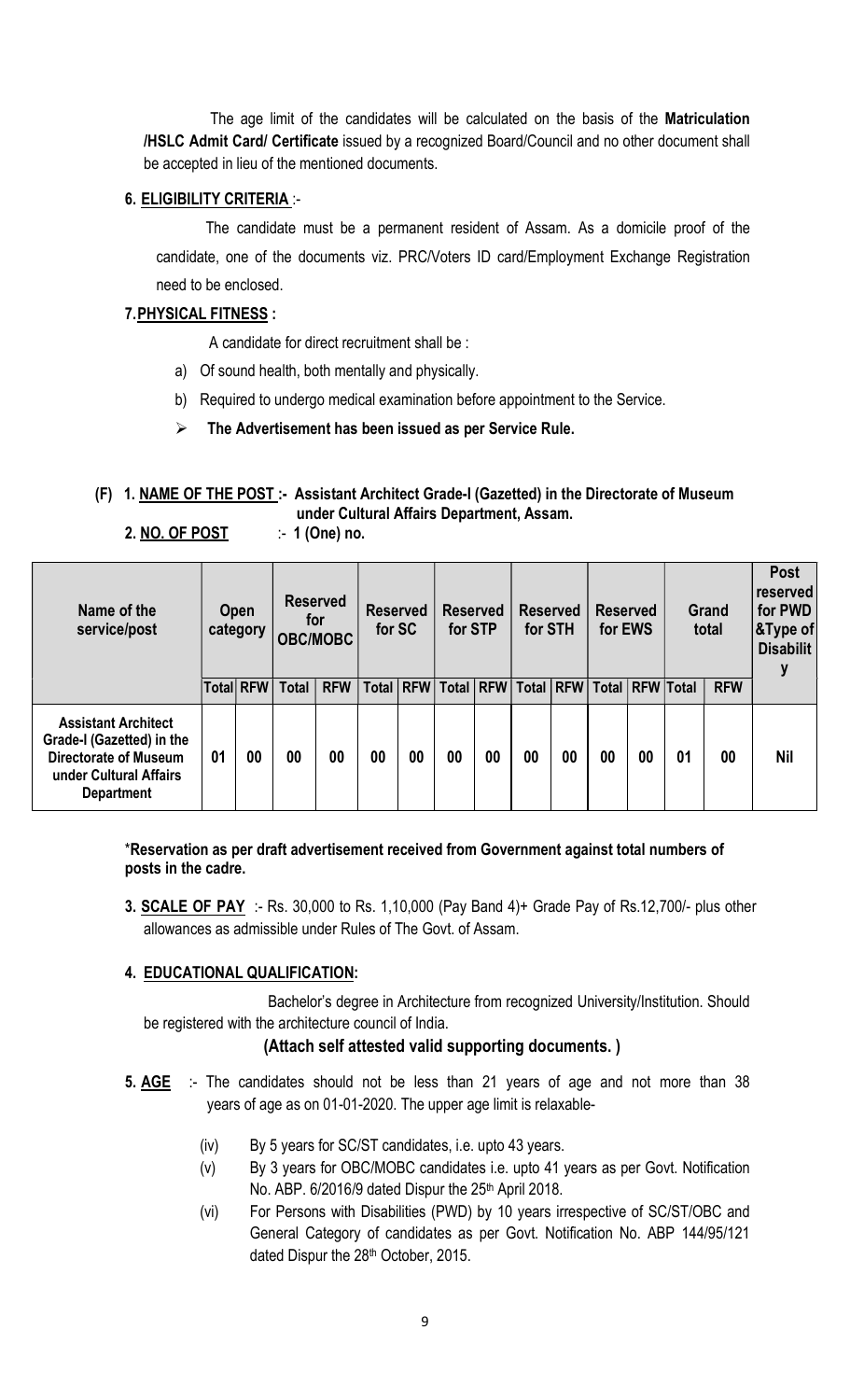The age limit of the candidates will be calculated on the basis of the **Matriculation /HSLC Admit Card/ Certificate** issued by a recognized Board/Council and no other document shall be accepted in lieu of the mentioned documents.

**6. ELIGIBILITY CRITERIA** :-

The candidate must be a permanent resident of Assam. As a domicile proof of the candidate, one of the documents viz. PRC/Voters ID card/Employment Exchange Registration need to be enclosed.

**7. PHYSICAL FITNESS :**

A candidate for direct recruitment shall be :

a) Of sound health, both mentally and physically.

b) Required to undergo medical examination before appointment to the Service.

- **The Advertisement has been issued as per Service Rule.**

**(F) 1. NAME OF THE POST :- Assistant Architect Grade-I (Gazetted) in the Directorate of Museum under Cultural Affairs Department, Assam.**

**2. NO. OF POST** :- **1 (One) no.**

| Name of the service/post | Open category | | Reserved for OBC/MOBC | | Reserved for SC | | Reserved for STP | | Reserved for STH | | Reserved for EWS | | Grand total | | Post reserved for PWD &Type of Disability |
|---|---|---|---|---|---|---|---|---|---|---|---|---|---|---|---|
| | Total | RFW | Total | RFW | Total | RFW | Total | RFW | Total | RFW | Total | RFW | Total | RFW | |
| **Assistant Architect Grade-I (Gazetted) in the Directorate of Museum under Cultural Affairs Department** | 01 | 00 | 00 | 00 | 00 | 00 | 00 | 00 | 00 | 00 | 00 | 00 | 01 | 00 | Nil |

***Reservation as per draft advertisement received from Government against total numbers of posts in the cadre.**

**3. SCALE OF PAY** :- Rs. 30,000 to Rs. 1,10,000 (Pay Band 4)+ Grade Pay of Rs.12,700/- plus other allowances as admissible under Rules of The Govt. of Assam.

**4. EDUCATIONAL QUALIFICATION:**

Bachelor's degree in Architecture from recognized University/Institution. Should be registered with the architecture council of India.

**(Attach self attested valid supporting documents. )**

**5. AGE** :- The candidates should not be less than 21 years of age and not more than 38 years of age as on 01-01-2020. The upper age limit is relaxable-

(iv) By 5 years for SC/ST candidates, i.e. upto 43 years.

(v) By 3 years for OBC/MOBC candidates i.e. upto 41 years as per Govt. Notification No. ABP. 6/2016/9 dated Dispur the 25th April 2018.

(vi) For Persons with Disabilities (PWD) by 10 years irrespective of SC/ST/OBC and General Category of candidates as per Govt. Notification No. ABP 144/95/121 dated Dispur the 28th October, 2015.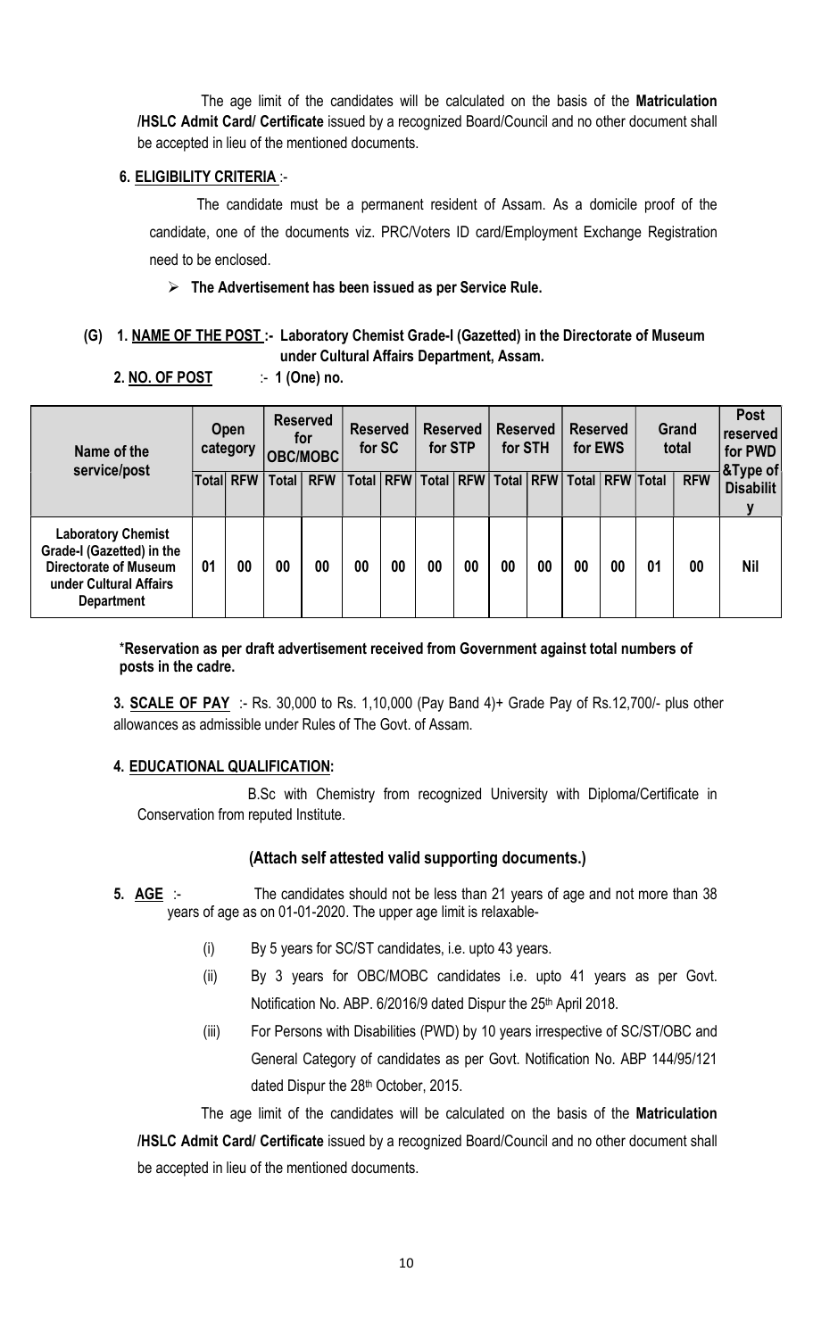The age limit of the candidates will be calculated on the basis of the **Matriculation /HSLC Admit Card/ Certificate** issued by a recognized Board/Council and no other document shall be accepted in lieu of the mentioned documents.

**6. ELIGIBILITY CRITERIA** :-

The candidate must be a permanent resident of Assam. As a domicile proof of the candidate, one of the documents viz. PRC/Voters ID card/Employment Exchange Registration need to be enclosed.

- **The Advertisement has been issued as per Service Rule.**

**(G) 1. NAME OF THE POST :- Laboratory Chemist Grade-I (Gazetted) in the Directorate of Museum under Cultural Affairs Department, Assam.**

**2. NO. OF POST** :- **1 (One) no.**

| Name of the service/post | Open category | | Reserved for OBC/MOBC | | Reserved for SC | | Reserved for STP | | Reserved for STH | | Reserved for EWS | | Grand total | | Post reserved for PWD &Type of Disability |
|---|---|---|---|---|---|---|---|---|---|---|---|---|---|---|---|
| | Total | RFW | Total | RFW | Total | RFW | Total | RFW | Total | RFW | Total | RFW | Total | RFW | |
| **Laboratory Chemist Grade-I (Gazetted) in the Directorate of Museum under Cultural Affairs Department** | 01 | 00 | 00 | 00 | 00 | 00 | 00 | 00 | 00 | 00 | 00 | 00 | 01 | 00 | Nil |

\***Reservation as per draft advertisement received from Government against total numbers of posts in the cadre.**

**3. SCALE OF PAY** :- Rs. 30,000 to Rs. 1,10,000 (Pay Band 4)+ Grade Pay of Rs.12,700/- plus other allowances as admissible under Rules of The Govt. of Assam.

**4. EDUCATIONAL QUALIFICATION:**

B.Sc with Chemistry from recognized University with Diploma/Certificate in Conservation from reputed Institute.

**(Attach self attested valid supporting documents.)**

**5. AGE** :- The candidates should not be less than 21 years of age and not more than 38 years of age as on 01-01-2020. The upper age limit is relaxable-

(i) By 5 years for SC/ST candidates, i.e. upto 43 years.

(ii) By 3 years for OBC/MOBC candidates i.e. upto 41 years as per Govt. Notification No. ABP. 6/2016/9 dated Dispur the 25th April 2018.

(iii) For Persons with Disabilities (PWD) by 10 years irrespective of SC/ST/OBC and General Category of candidates as per Govt. Notification No. ABP 144/95/121 dated Dispur the 28th October, 2015.

The age limit of the candidates will be calculated on the basis of the **Matriculation /HSLC Admit Card/ Certificate** issued by a recognized Board/Council and no other document shall be accepted in lieu of the mentioned documents.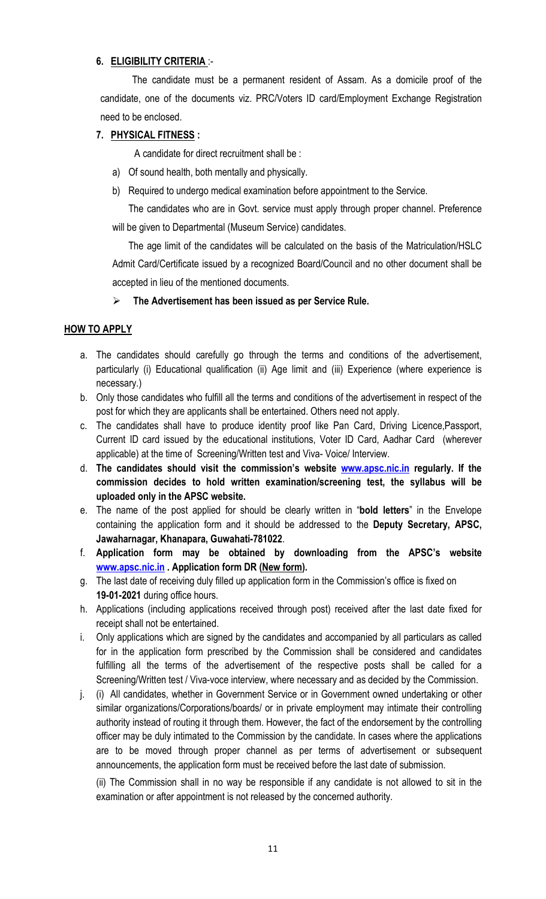**6. <u>ELIGIBILITY CRITERIA</u>** :-

The candidate must be a permanent resident of Assam. As a domicile proof of the candidate, one of the documents viz. PRC/Voters ID card/Employment Exchange Registration need to be enclosed.

**7. <u>PHYSICAL FITNESS</u> :**

A candidate for direct recruitment shall be :

a) Of sound health, both mentally and physically.

b) Required to undergo medical examination before appointment to the Service.

The candidates who are in Govt. service must apply through proper channel. Preference will be given to Departmental (Museum Service) candidates.

The age limit of the candidates will be calculated on the basis of the Matriculation/HSLC Admit Card/Certificate issued by a recognized Board/Council and no other document shall be accepted in lieu of the mentioned documents.

- **The Advertisement has been issued as per Service Rule.**

## <u>HOW TO APPLY</u>

a. The candidates should carefully go through the terms and conditions of the advertisement, particularly (i) Educational qualification (ii) Age limit and (iii) Experience (where experience is necessary.)

b. Only those candidates who fulfill all the terms and conditions of the advertisement in respect of the post for which they are applicants shall be entertained. Others need not apply.

c. The candidates shall have to produce identity proof like Pan Card, Driving Licence,Passport, Current ID card issued by the educational institutions, Voter ID Card, Aadhar Card (wherever applicable) at the time of Screening/Written test and Viva- Voice/ Interview.

d. **The candidates should visit the commission's website www.apsc.nic.in regularly. If the commission decides to hold written examination/screening test, the syllabus will be uploaded only in the APSC website.**

e. The name of the post applied for should be clearly written in "**bold letters**" in the Envelope containing the application form and it should be addressed to the **Deputy Secretary, APSC, Jawaharnagar, Khanapara, Guwahati-781022**.

f. **Application form may be obtained by downloading from the APSC's website www.apsc.nic.in . Application form DR (<u>New form</u>).**

g. The last date of receiving duly filled up application form in the Commission's office is fixed on **19-01-2021** during office hours.

h. Applications (including applications received through post) received after the last date fixed for receipt shall not be entertained.

i. Only applications which are signed by the candidates and accompanied by all particulars as called for in the application form prescribed by the Commission shall be considered and candidates fulfilling all the terms of the advertisement of the respective posts shall be called for a Screening/Written test / Viva-voce interview, where necessary and as decided by the Commission.

j. (i) All candidates, whether in Government Service or in Government owned undertaking or other similar organizations/Corporations/boards/ or in private employment may intimate their controlling authority instead of routing it through them. However, the fact of the endorsement by the controlling officer may be duly intimated to the Commission by the candidate. In cases where the applications are to be moved through proper channel as per terms of advertisement or subsequent announcements, the application form must be received before the last date of submission.

(ii) The Commission shall in no way be responsible if any candidate is not allowed to sit in the examination or after appointment is not released by the concerned authority.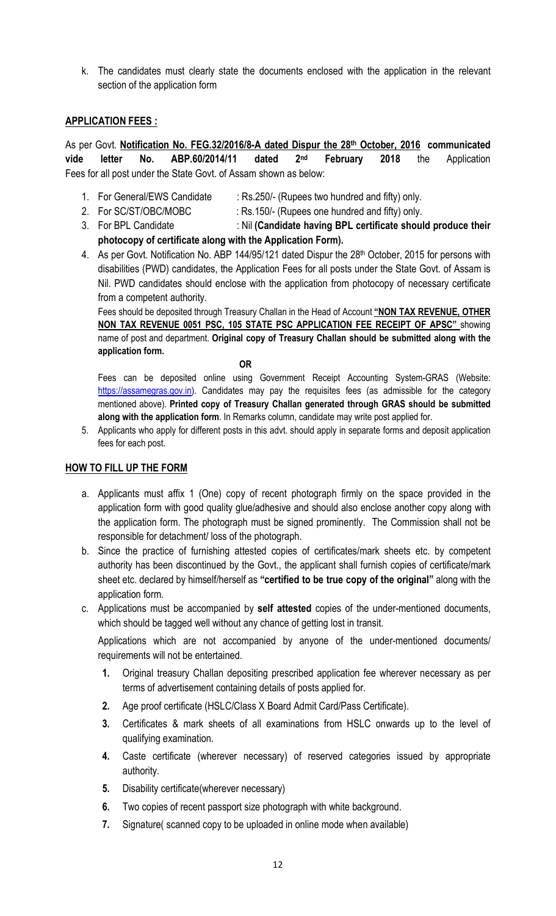k. The candidates must clearly state the documents enclosed with the application in the relevant section of the application form

## APPLICATION FEES :

As per Govt. **Notification No. FEG.32/2016/8-A dated Dispur the 28th October, 2016 communicated vide letter No. ABP.60/2014/11 dated 2nd February 2018** the Application Fees for all post under the State Govt. of Assam shown as below:

1. For General/EWS Candidate : Rs.250/- (Rupees two hundred and fifty) only.
2. For SC/ST/OBC/MOBC : Rs.150/- (Rupees one hundred and fifty) only.
3. For BPL Candidate : Nil **(Candidate having BPL certificate should produce their photocopy of certificate along with the Application Form).**
4. As per Govt. Notification No. ABP 144/95/121 dated Dispur the 28th October, 2015 for persons with disabilities (PWD) candidates, the Application Fees for all posts under the State Govt. of Assam is Nil. PWD candidates should enclose with the application from photocopy of necessary certificate from a competent authority.

   Fees should be deposited through Treasury Challan in the Head of Account **"NON TAX REVENUE, OTHER NON TAX REVENUE 0051 PSC, 105 STATE PSC APPLICATION FEE RECEIPT OF APSC"** showing name of post and department. **Original copy of Treasury Challan should be submitted along with the application form.**

   **OR**

   Fees can be deposited online using Government Receipt Accounting System-GRAS (Website: https://assamegras.gov.in). Candidates may pay the requisites fees (as admissible for the category mentioned above). **Printed copy of Treasury Challan generated through GRAS should be submitted along with the application form**. In Remarks column, candidate may write post applied for.
5. Applicants who apply for different posts in this advt. should apply in separate forms and deposit application fees for each post.

## HOW TO FILL UP THE FORM

a. Applicants must affix 1 (One) copy of recent photograph firmly on the space provided in the application form with good quality glue/adhesive and should also enclose another copy along with the application form. The photograph must be signed prominently. The Commission shall not be responsible for detachment/ loss of the photograph.

b. Since the practice of furnishing attested copies of certificates/mark sheets etc. by competent authority has been discontinued by the Govt., the applicant shall furnish copies of certificate/mark sheet etc. declared by himself/herself as **"certified to be true copy of the original"** along with the application form.

c. Applications must be accompanied by **self attested** copies of the under-mentioned documents, which should be tagged well without any chance of getting lost in transit.

   Applications which are not accompanied by anyone of the under-mentioned documents/ requirements will not be entertained.

   **1.** Original treasury Challan depositing prescribed application fee wherever necessary as per terms of advertisement containing details of posts applied for.

   **2.** Age proof certificate (HSLC/Class X Board Admit Card/Pass Certificate).

   **3.** Certificates & mark sheets of all examinations from HSLC onwards up to the level of qualifying examination.

   **4.** Caste certificate (wherever necessary) of reserved categories issued by appropriate authority.

   **5.** Disability certificate(wherever necessary)

   **6.** Two copies of recent passport size photograph with white background.

   **7.** Signature( scanned copy to be uploaded in online mode when available)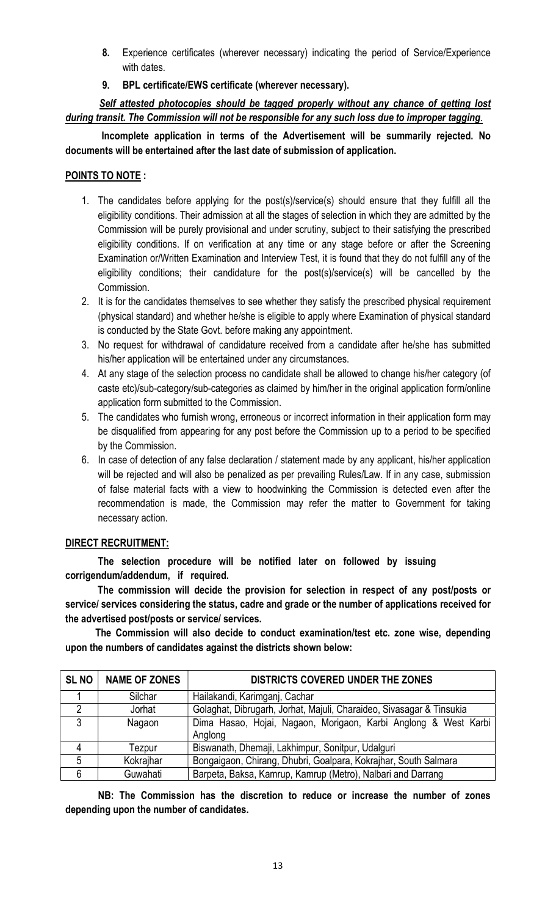8. **Experience certificates (wherever necessary) indicating the period of Service/Experience with dates.**
9. **BPL certificate/EWS certificate (wherever necessary).**

***Self attested photocopies should be tagged properly without any chance of getting lost during transit. The Commission will not be responsible for any such loss due to improper tagging.***

**Incomplete application in terms of the Advertisement will be summarily rejected. No documents will be entertained after the last date of submission of application.**

**POINTS TO NOTE :**

1. The candidates before applying for the post(s)/service(s) should ensure that they fulfill all the eligibility conditions. Their admission at all the stages of selection in which they are admitted by the Commission will be purely provisional and under scrutiny, subject to their satisfying the prescribed eligibility conditions. If on verification at any time or any stage before or after the Screening Examination or/Written Examination and Interview Test, it is found that they do not fulfill any of the eligibility conditions; their candidature for the post(s)/service(s) will be cancelled by the Commission.
2. It is for the candidates themselves to see whether they satisfy the prescribed physical requirement (physical standard) and whether he/she is eligible to apply where Examination of physical standard is conducted by the State Govt. before making any appointment.
3. No request for withdrawal of candidature received from a candidate after he/she has submitted his/her application will be entertained under any circumstances.
4. At any stage of the selection process no candidate shall be allowed to change his/her category (of caste etc)/sub-category/sub-categories as claimed by him/her in the original application form/online application form submitted to the Commission.
5. The candidates who furnish wrong, erroneous or incorrect information in their application form may be disqualified from appearing for any post before the Commission up to a period to be specified by the Commission.
6. In case of detection of any false declaration / statement made by any applicant, his/her application will be rejected and will also be penalized as per prevailing Rules/Law. If in any case, submission of false material facts with a view to hoodwinking the Commission is detected even after the recommendation is made, the Commission may refer the matter to Government for taking necessary action.

**DIRECT RECRUITMENT:**

**The selection procedure will be notified later on followed by issuing corrigendum/addendum, if required.**

**The commission will decide the provision for selection in respect of any post/posts or service/ services considering the status, cadre and grade or the number of applications received for the advertised post/posts or service/ services.**

**The Commission will also decide to conduct examination/test etc. zone wise, depending upon the numbers of candidates against the districts shown below:**

| SL NO | NAME OF ZONES | DISTRICTS COVERED UNDER THE ZONES |
|---|---|---|
| 1 | Silchar | Hailakandi, Karimganj, Cachar |
| 2 | Jorhat | Golaghat, Dibrugarh, Jorhat, Majuli, Charaideo, Sivasagar & Tinsukia |
| 3 | Nagaon | Dima Hasao, Hojai, Nagaon, Morigaon, Karbi Anglong & West Karbi Anglong |
| 4 | Tezpur | Biswanath, Dhemaji, Lakhimpur, Sonitpur, Udalguri |
| 5 | Kokrajhar | Bongaigaon, Chirang, Dhubri, Goalpara, Kokrajhar, South Salmara |
| 6 | Guwahati | Barpeta, Baksa, Kamrup, Kamrup (Metro), Nalbari and Darrang |

**NB: The Commission has the discretion to reduce or increase the number of zones depending upon the number of candidates.**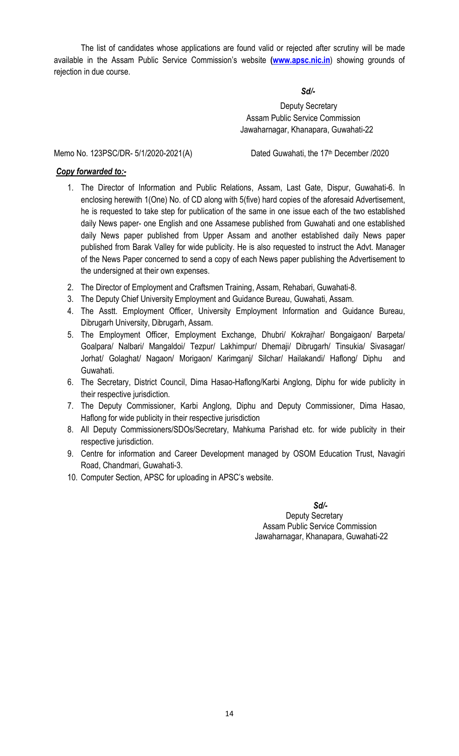The list of candidates whose applications are found valid or rejected after scrutiny will be made available in the Assam Public Service Commission's website (**www.apsc.nic.in**) showing grounds of rejection in due course.

***Sd/-***

Deputy Secretary
Assam Public Service Commission
Jawaharnagar, Khanapara, Guwahati-22

Memo No. 123PSC/DR- 5/1/2020-2021(A) Dated Guwahati, the 17th December /2020

***Copy forwarded to:-***

1. The Director of Information and Public Relations, Assam, Last Gate, Dispur, Guwahati-6. In enclosing herewith 1(One) No. of CD along with 5(five) hard copies of the aforesaid Advertisement, he is requested to take step for publication of the same in one issue each of the two established daily News paper- one English and one Assamese published from Guwahati and one established daily News paper published from Upper Assam and another established daily News paper published from Barak Valley for wide publicity. He is also requested to instruct the Advt. Manager of the News Paper concerned to send a copy of each News paper publishing the Advertisement to the undersigned at their own expenses.
2. The Director of Employment and Craftsmen Training, Assam, Rehabari, Guwahati-8.
3. The Deputy Chief University Employment and Guidance Bureau, Guwahati, Assam.
4. The Asstt. Employment Officer, University Employment Information and Guidance Bureau, Dibrugarh University, Dibrugarh, Assam.
5. The Employment Officer, Employment Exchange, Dhubri/ Kokrajhar/ Bongaigaon/ Barpeta/ Goalpara/ Nalbari/ Mangaldoi/ Tezpur/ Lakhimpur/ Dhemaji/ Dibrugarh/ Tinsukia/ Sivasagar/ Jorhat/ Golaghat/ Nagaon/ Morigaon/ Karimganj/ Silchar/ Hailakandi/ Haflong/ Diphu and Guwahati.
6. The Secretary, District Council, Dima Hasao-Haflong/Karbi Anglong, Diphu for wide publicity in their respective jurisdiction.
7. The Deputy Commissioner, Karbi Anglong, Diphu and Deputy Commissioner, Dima Hasao, Haflong for wide publicity in their respective jurisdiction
8. All Deputy Commissioners/SDOs/Secretary, Mahkuma Parishad etc. for wide publicity in their respective jurisdiction.
9. Centre for information and Career Development managed by OSOM Education Trust, Navagiri Road, Chandmari, Guwahati-3.
10. Computer Section, APSC for uploading in APSC's website.

***Sd/-***

Deputy Secretary
Assam Public Service Commission
Jawaharnagar, Khanapara, Guwahati-22